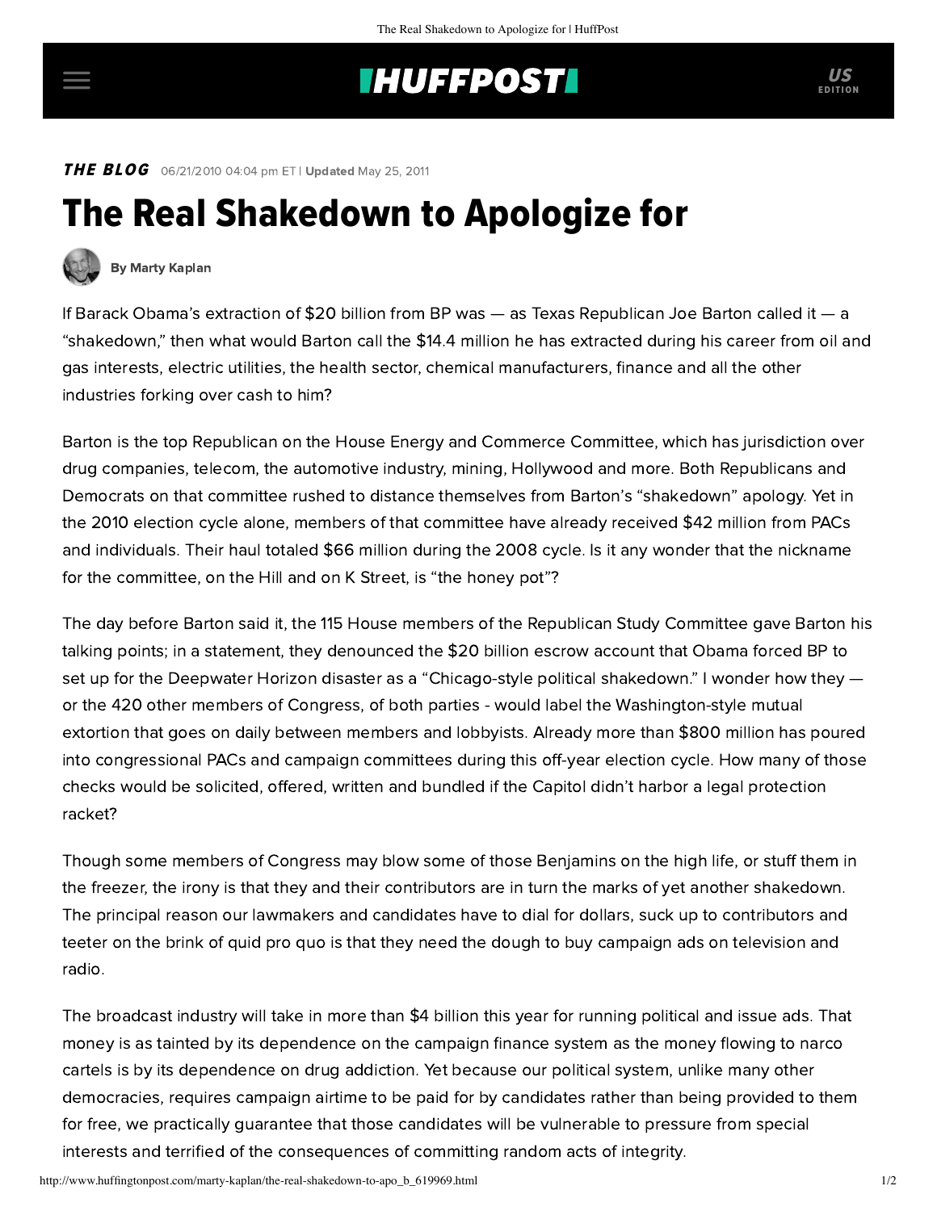**THE BLOG** 06/21/2010 04:04 pm ET | **Updated** May 25, 2011

# The Real Shakedown to Apologize for

**By Marty Kaplan**

If Barack Obama's extraction of $20 billion from BP was — as Texas Republican Joe Barton called it — a "shakedown," then what would Barton call the $14.4 million he has extracted during his career from oil and gas interests, electric utilities, the health sector, chemical manufacturers, finance and all the other industries forking over cash to him?

Barton is the top Republican on the House Energy and Commerce Committee, which has jurisdiction over drug companies, telecom, the automotive industry, mining, Hollywood and more. Both Republicans and Democrats on that committee rushed to distance themselves from Barton's "shakedown" apology. Yet in the 2010 election cycle alone, members of that committee have already received $42 million from PACs and individuals. Their haul totaled $66 million during the 2008 cycle. Is it any wonder that the nickname for the committee, on the Hill and on K Street, is "the honey pot"?

The day before Barton said it, the 115 House members of the Republican Study Committee gave Barton his talking points; in a statement, they denounced the $20 billion escrow account that Obama forced BP to set up for the Deepwater Horizon disaster as a "Chicago-style political shakedown." I wonder how they — or the 420 other members of Congress, of both parties - would label the Washington-style mutual extortion that goes on daily between members and lobbyists. Already more than $800 million has poured into congressional PACs and campaign committees during this off-year election cycle. How many of those checks would be solicited, offered, written and bundled if the Capitol didn't harbor a legal protection racket?

Though some members of Congress may blow some of those Benjamins on the high life, or stuff them in the freezer, the irony is that they and their contributors are in turn the marks of yet another shakedown. The principal reason our lawmakers and candidates have to dial for dollars, suck up to contributors and teeter on the brink of quid pro quo is that they need the dough to buy campaign ads on television and radio.

The broadcast industry will take in more than $4 billion this year for running political and issue ads. That money is as tainted by its dependence on the campaign finance system as the money flowing to narco cartels is by its dependence on drug addiction. Yet because our political system, unlike many other democracies, requires campaign airtime to be paid for by candidates rather than being provided to them for free, we practically guarantee that those candidates will be vulnerable to pressure from special interests and terrified of the consequences of committing random acts of integrity.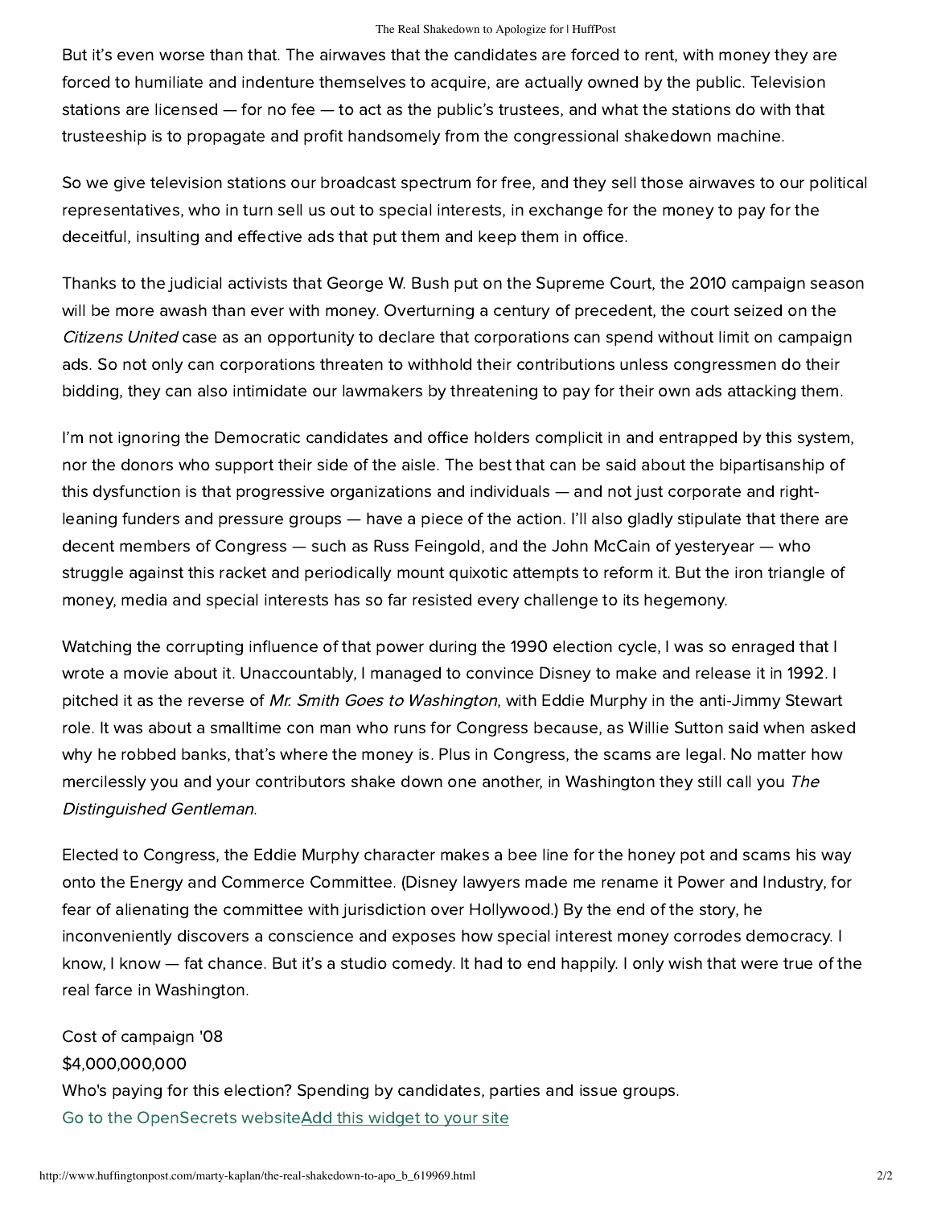But it's even worse than that. The airwaves that the candidates are forced to rent, with money they are forced to humiliate and indenture themselves to acquire, are actually owned by the public. Television stations are licensed — for no fee — to act as the public's trustees, and what the stations do with that trusteeship is to propagate and profit handsomely from the congressional shakedown machine.

So we give television stations our broadcast spectrum for free, and they sell those airwaves to our political representatives, who in turn sell us out to special interests, in exchange for the money to pay for the deceitful, insulting and effective ads that put them and keep them in office.

Thanks to the judicial activists that George W. Bush put on the Supreme Court, the 2010 campaign season will be more awash than ever with money. Overturning a century of precedent, the court seized on the *Citizens United* case as an opportunity to declare that corporations can spend without limit on campaign ads. So not only can corporations threaten to withhold their contributions unless congressmen do their bidding, they can also intimidate our lawmakers by threatening to pay for their own ads attacking them.

I'm not ignoring the Democratic candidates and office holders complicit in and entrapped by this system, nor the donors who support their side of the aisle. The best that can be said about the bipartisanship of this dysfunction is that progressive organizations and individuals — and not just corporate and right-leaning funders and pressure groups — have a piece of the action. I'll also gladly stipulate that there are decent members of Congress — such as Russ Feingold, and the John McCain of yesteryear — who struggle against this racket and periodically mount quixotic attempts to reform it. But the iron triangle of money, media and special interests has so far resisted every challenge to its hegemony.

Watching the corrupting influence of that power during the 1990 election cycle, I was so enraged that I wrote a movie about it. Unaccountably, I managed to convince Disney to make and release it in 1992. I pitched it as the reverse of *Mr. Smith Goes to Washington*, with Eddie Murphy in the anti-Jimmy Stewart role. It was about a smalltime con man who runs for Congress because, as Willie Sutton said when asked why he robbed banks, that's where the money is. Plus in Congress, the scams are legal. No matter how mercilessly you and your contributors shake down one another, in Washington they still call you *The Distinguished Gentleman*.

Elected to Congress, the Eddie Murphy character makes a bee line for the honey pot and scams his way onto the Energy and Commerce Committee. (Disney lawyers made me rename it Power and Industry, for fear of alienating the committee with jurisdiction over Hollywood.) By the end of the story, he inconveniently discovers a conscience and exposes how special interest money corrodes democracy. I know, I know — fat chance. But it's a studio comedy. It had to end happily. I only wish that were true of the real farce in Washington.

Cost of campaign '08

$4,000,000,000

Who's paying for this election? Spending by candidates, parties and issue groups.

Go to the OpenSecrets website Add this widget to your site